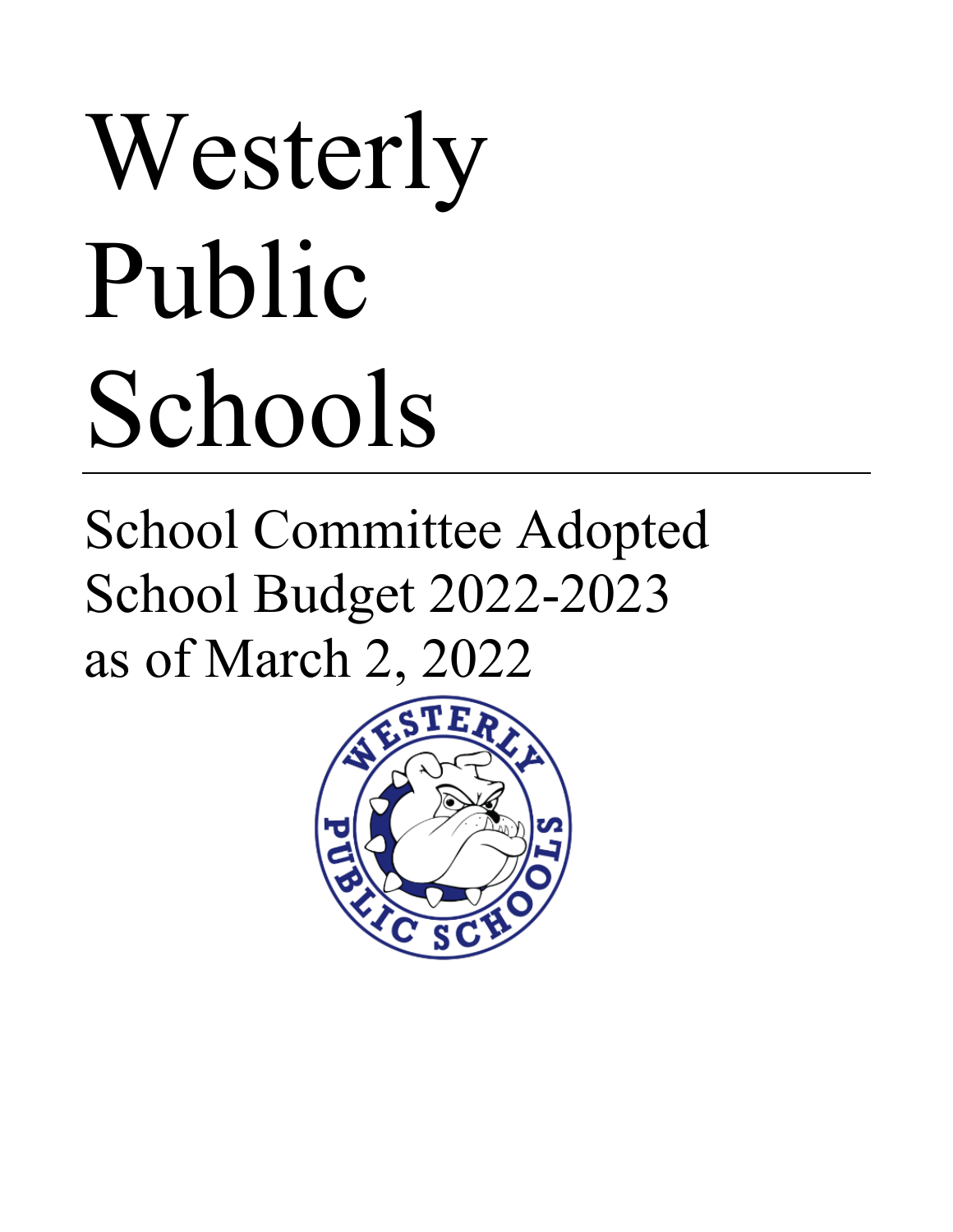# Westerly Public Schools

## School Committee Adopted School Budget 2022-2023 as of March 2, 2022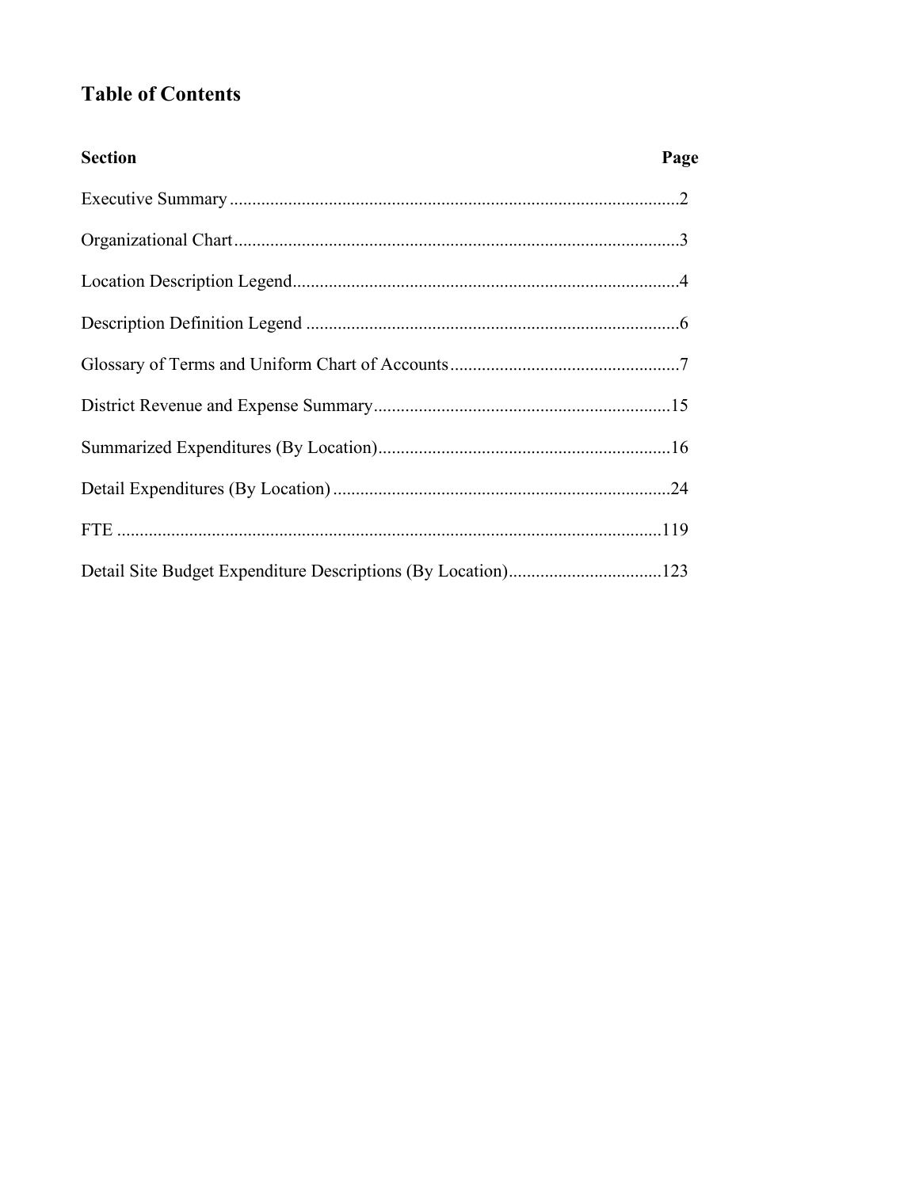## Table of Contents

| Section | Page |
|---|---|
| Executive Summary | 2 |
| Organizational Chart | 3 |
| Location Description Legend | 4 |
| Description Definition Legend | 6 |
| Glossary of Terms and Uniform Chart of Accounts | 7 |
| District Revenue and Expense Summary | 15 |
| Summarized Expenditures (By Location) | 16 |
| Detail Expenditures (By Location) | 24 |
| FTE | 119 |
| Detail Site Budget Expenditure Descriptions (By Location) | 123 |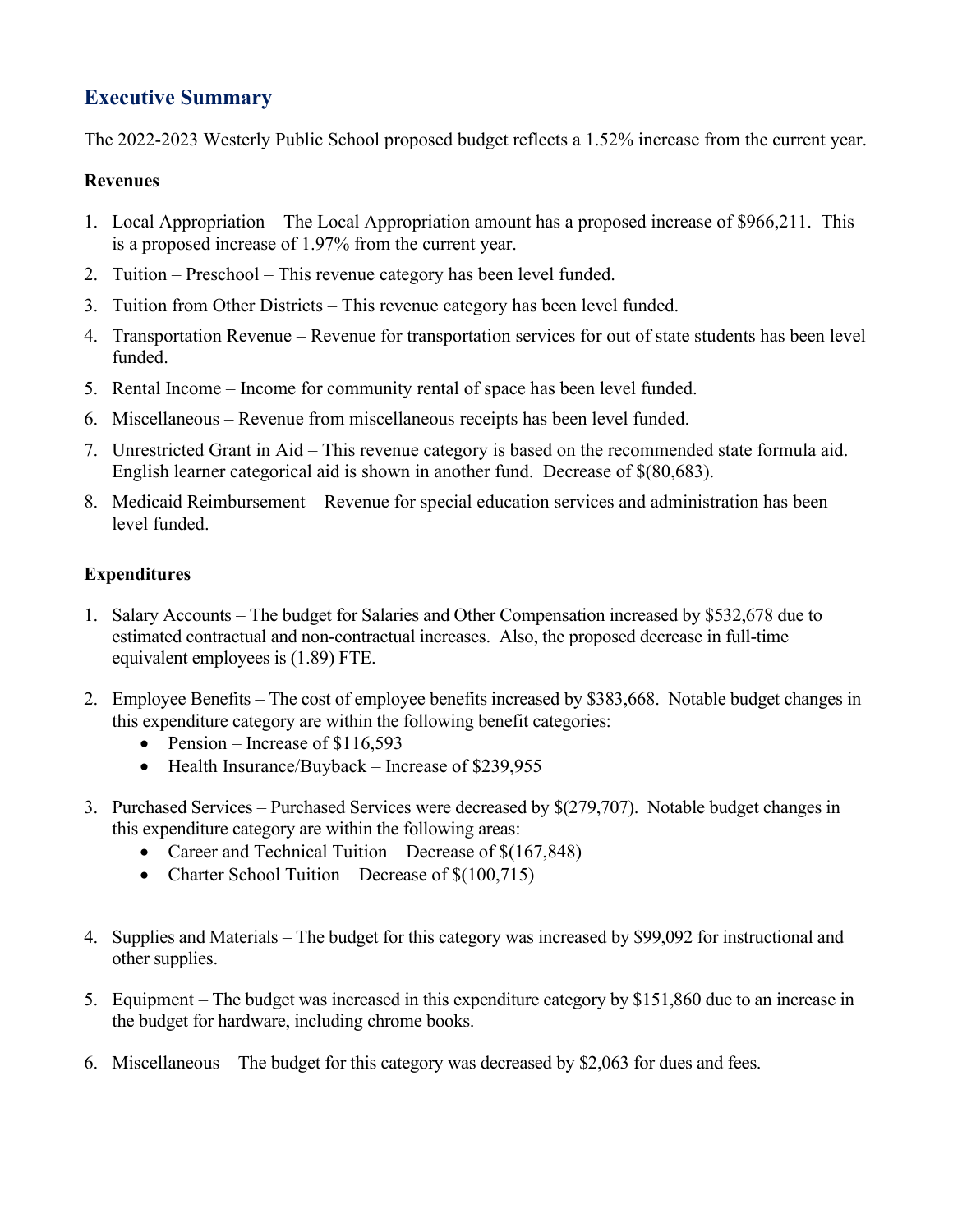## Executive Summary

The 2022-2023 Westerly Public School proposed budget reflects a 1.52% increase from the current year.

**Revenues**

1. Local Appropriation – The Local Appropriation amount has a proposed increase of $966,211. This is a proposed increase of 1.97% from the current year.
2. Tuition – Preschool – This revenue category has been level funded.
3. Tuition from Other Districts – This revenue category has been level funded.
4. Transportation Revenue – Revenue for transportation services for out of state students has been level funded.
5. Rental Income – Income for community rental of space has been level funded.
6. Miscellaneous – Revenue from miscellaneous receipts has been level funded.
7. Unrestricted Grant in Aid – This revenue category is based on the recommended state formula aid. English learner categorical aid is shown in another fund. Decrease of $(80,683).
8. Medicaid Reimbursement – Revenue for special education services and administration has been level funded.

**Expenditures**

1. Salary Accounts – The budget for Salaries and Other Compensation increased by $532,678 due to estimated contractual and non-contractual increases. Also, the proposed decrease in full-time equivalent employees is (1.89) FTE.

2. Employee Benefits – The cost of employee benefits increased by $383,668. Notable budget changes in this expenditure category are within the following benefit categories:
   - Pension – Increase of $116,593
   - Health Insurance/Buyback – Increase of $239,955

3. Purchased Services – Purchased Services were decreased by $(279,707). Notable budget changes in this expenditure category are within the following areas:
   - Career and Technical Tuition – Decrease of $(167,848)
   - Charter School Tuition – Decrease of $(100,715)

4. Supplies and Materials – The budget for this category was increased by $99,092 for instructional and other supplies.

5. Equipment – The budget was increased in this expenditure category by $151,860 due to an increase in the budget for hardware, including chrome books.

6. Miscellaneous – The budget for this category was decreased by $2,063 for dues and fees.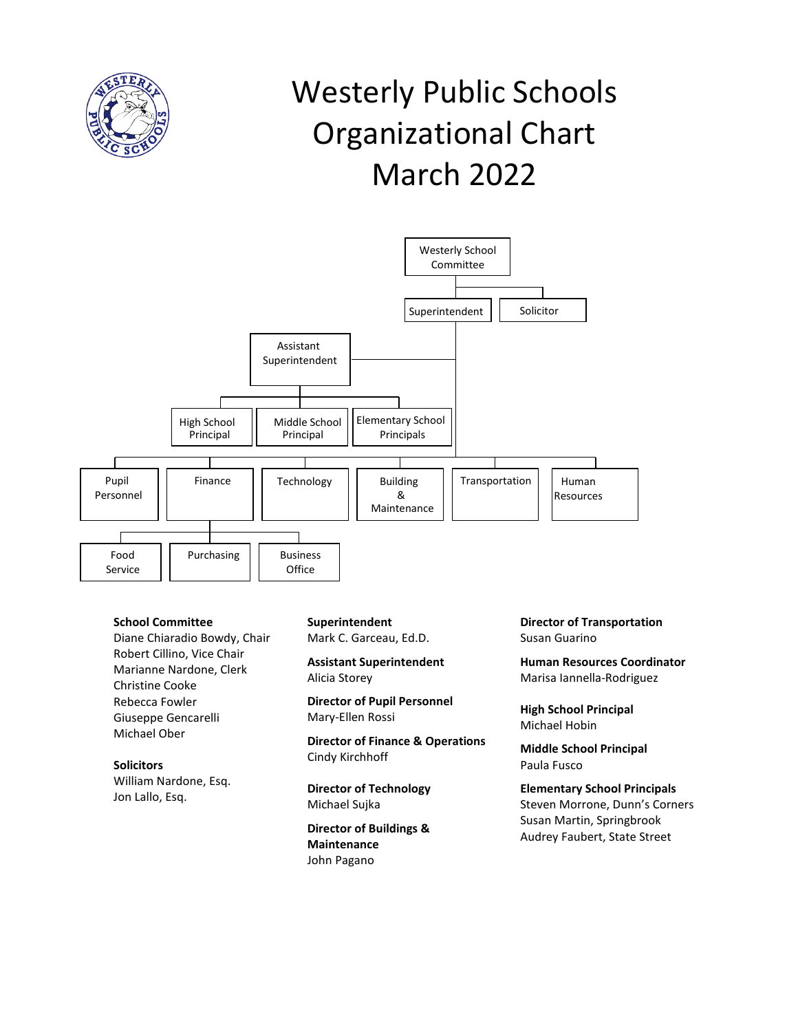# Westerly Public Schools Organizational Chart March 2022

- Westerly School Committee
  - Superintendent
    - Assistant Superintendent
      - High School Principal
      - Middle School Principal
      - Elementary School Principals
    - Pupil Personnel
    - Finance
      - Food Service
      - Purchasing
      - Business Office
    - Technology
    - Building & Maintenance
    - Transportation
    - Human Resources
  - Solicitor

**School Committee**
Diane Chiaradio Bowdy, Chair
Robert Cillino, Vice Chair
Marianne Nardone, Clerk
Christine Cooke
Rebecca Fowler
Giuseppe Gencarelli
Michael Ober

**Solicitors**
William Nardone, Esq.
Jon Lallo, Esq.

**Superintendent**
Mark C. Garceau, Ed.D.

**Assistant Superintendent**
Alicia Storey

**Director of Pupil Personnel**
Mary-Ellen Rossi

**Director of Finance & Operations**
Cindy Kirchhoff

**Director of Technology**
Michael Sujka

**Director of Buildings & Maintenance**
John Pagano

**Director of Transportation**
Susan Guarino

**Human Resources Coordinator**
Marisa Iannella-Rodriguez

**High School Principal**
Michael Hobin

**Middle School Principal**
Paula Fusco

**Elementary School Principals**
Steven Morrone, Dunn's Corners
Susan Martin, Springbrook
Audrey Faubert, State Street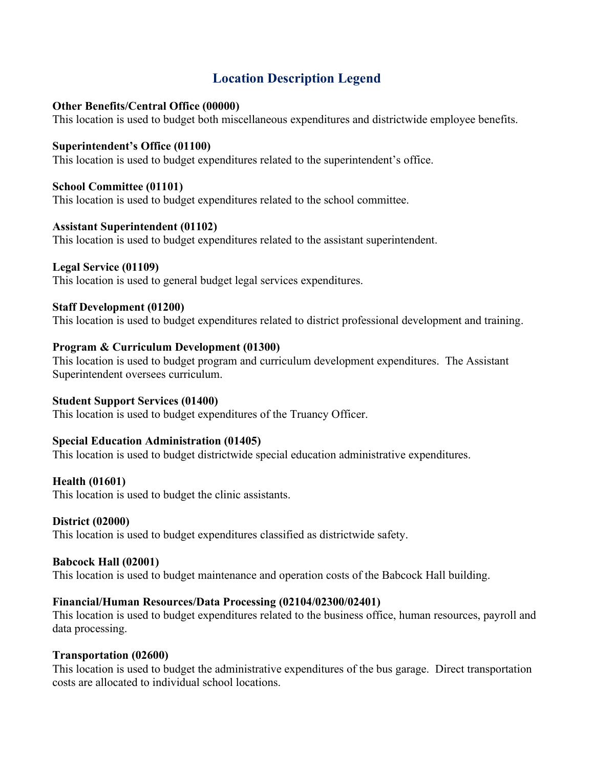# Location Description Legend

**Other Benefits/Central Office (00000)**
This location is used to budget both miscellaneous expenditures and districtwide employee benefits.

**Superintendent's Office (01100)**
This location is used to budget expenditures related to the superintendent's office.

**School Committee (01101)**
This location is used to budget expenditures related to the school committee.

**Assistant Superintendent (01102)**
This location is used to budget expenditures related to the assistant superintendent.

**Legal Service (01109)**
This location is used to general budget legal services expenditures.

**Staff Development (01200)**
This location is used to budget expenditures related to district professional development and training.

**Program & Curriculum Development (01300)**
This location is used to budget program and curriculum development expenditures. The Assistant Superintendent oversees curriculum.

**Student Support Services (01400)**
This location is used to budget expenditures of the Truancy Officer.

**Special Education Administration (01405)**
This location is used to budget districtwide special education administrative expenditures.

**Health (01601)**
This location is used to budget the clinic assistants.

**District (02000)**
This location is used to budget expenditures classified as districtwide safety.

**Babcock Hall (02001)**
This location is used to budget maintenance and operation costs of the Babcock Hall building.

**Financial/Human Resources/Data Processing (02104/02300/02401)**
This location is used to budget expenditures related to the business office, human resources, payroll and data processing.

**Transportation (02600)**
This location is used to budget the administrative expenditures of the bus garage. Direct transportation costs are allocated to individual school locations.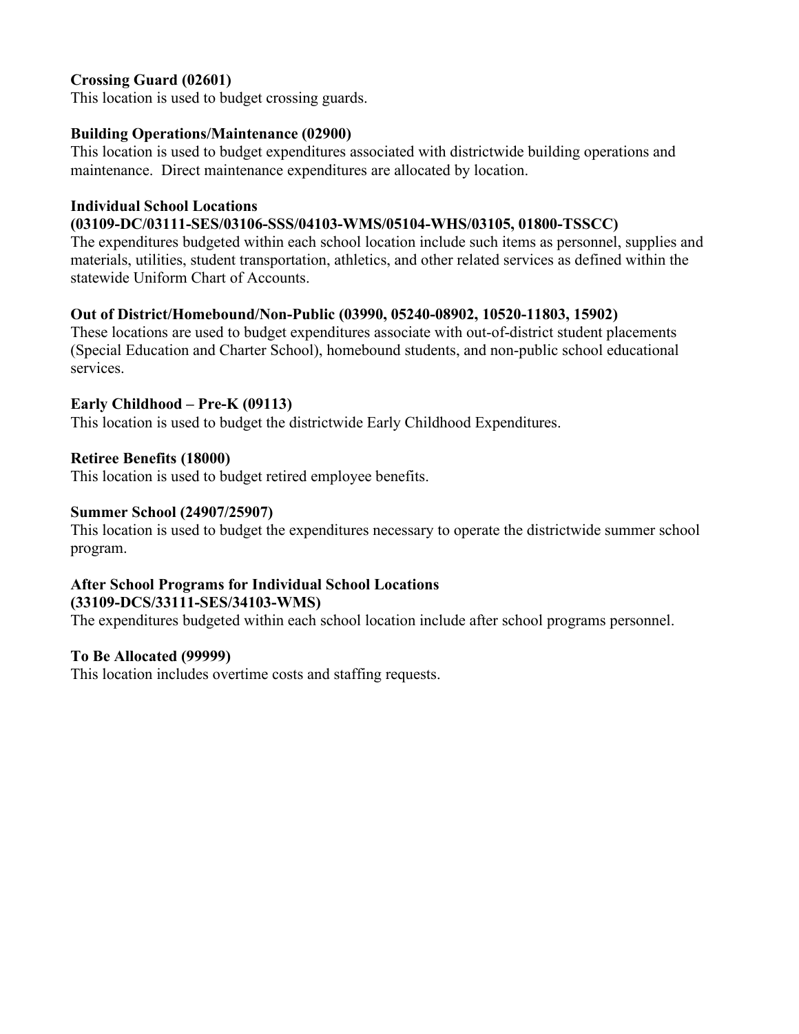**Crossing Guard (02601)**
This location is used to budget crossing guards.

**Building Operations/Maintenance (02900)**
This location is used to budget expenditures associated with districtwide building operations and maintenance. Direct maintenance expenditures are allocated by location.

**Individual School Locations**
**(03109-DC/03111-SES/03106-SSS/04103-WMS/05104-WHS/03105, 01800-TSSCC)**
The expenditures budgeted within each school location include such items as personnel, supplies and materials, utilities, student transportation, athletics, and other related services as defined within the statewide Uniform Chart of Accounts.

**Out of District/Homebound/Non-Public (03990, 05240-08902, 10520-11803, 15902)**
These locations are used to budget expenditures associate with out-of-district student placements (Special Education and Charter School), homebound students, and non-public school educational services.

**Early Childhood – Pre-K (09113)**
This location is used to budget the districtwide Early Childhood Expenditures.

**Retiree Benefits (18000)**
This location is used to budget retired employee benefits.

**Summer School (24907/25907)**
This location is used to budget the expenditures necessary to operate the districtwide summer school program.

**After School Programs for Individual School Locations**
**(33109-DCS/33111-SES/34103-WMS)**
The expenditures budgeted within each school location include after school programs personnel.

**To Be Allocated (99999)**
This location includes overtime costs and staffing requests.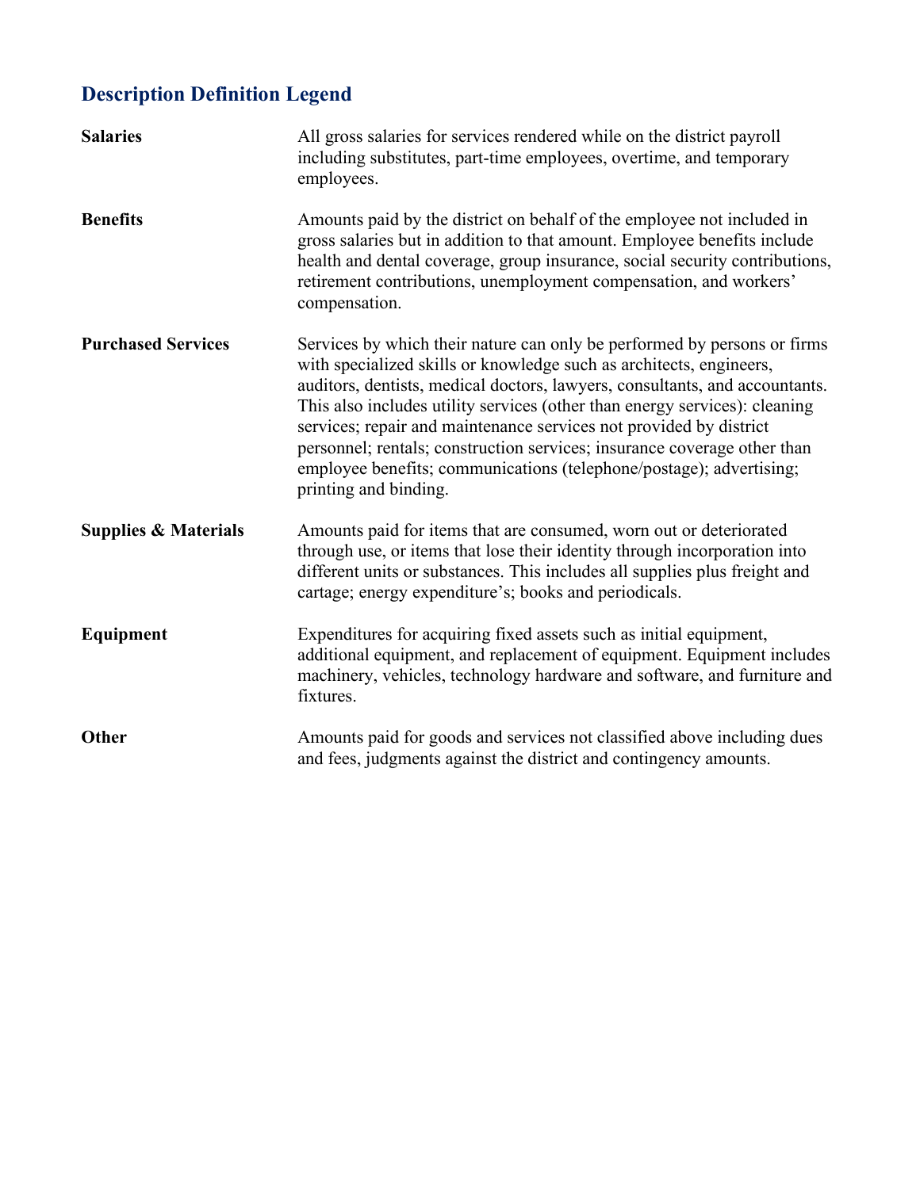## Description Definition Legend

| | |
|---|---|
| **Salaries** | All gross salaries for services rendered while on the district payroll including substitutes, part-time employees, overtime, and temporary employees. |
| **Benefits** | Amounts paid by the district on behalf of the employee not included in gross salaries but in addition to that amount. Employee benefits include health and dental coverage, group insurance, social security contributions, retirement contributions, unemployment compensation, and workers' compensation. |
| **Purchased Services** | Services by which their nature can only be performed by persons or firms with specialized skills or knowledge such as architects, engineers, auditors, dentists, medical doctors, lawyers, consultants, and accountants. This also includes utility services (other than energy services): cleaning services; repair and maintenance services not provided by district personnel; rentals; construction services; insurance coverage other than employee benefits; communications (telephone/postage); advertising; printing and binding. |
| **Supplies & Materials** | Amounts paid for items that are consumed, worn out or deteriorated through use, or items that lose their identity through incorporation into different units or substances. This includes all supplies plus freight and cartage; energy expenditure's; books and periodicals. |
| **Equipment** | Expenditures for acquiring fixed assets such as initial equipment, additional equipment, and replacement of equipment. Equipment includes machinery, vehicles, technology hardware and software, and furniture and fixtures. |
| **Other** | Amounts paid for goods and services not classified above including dues and fees, judgments against the district and contingency amounts. |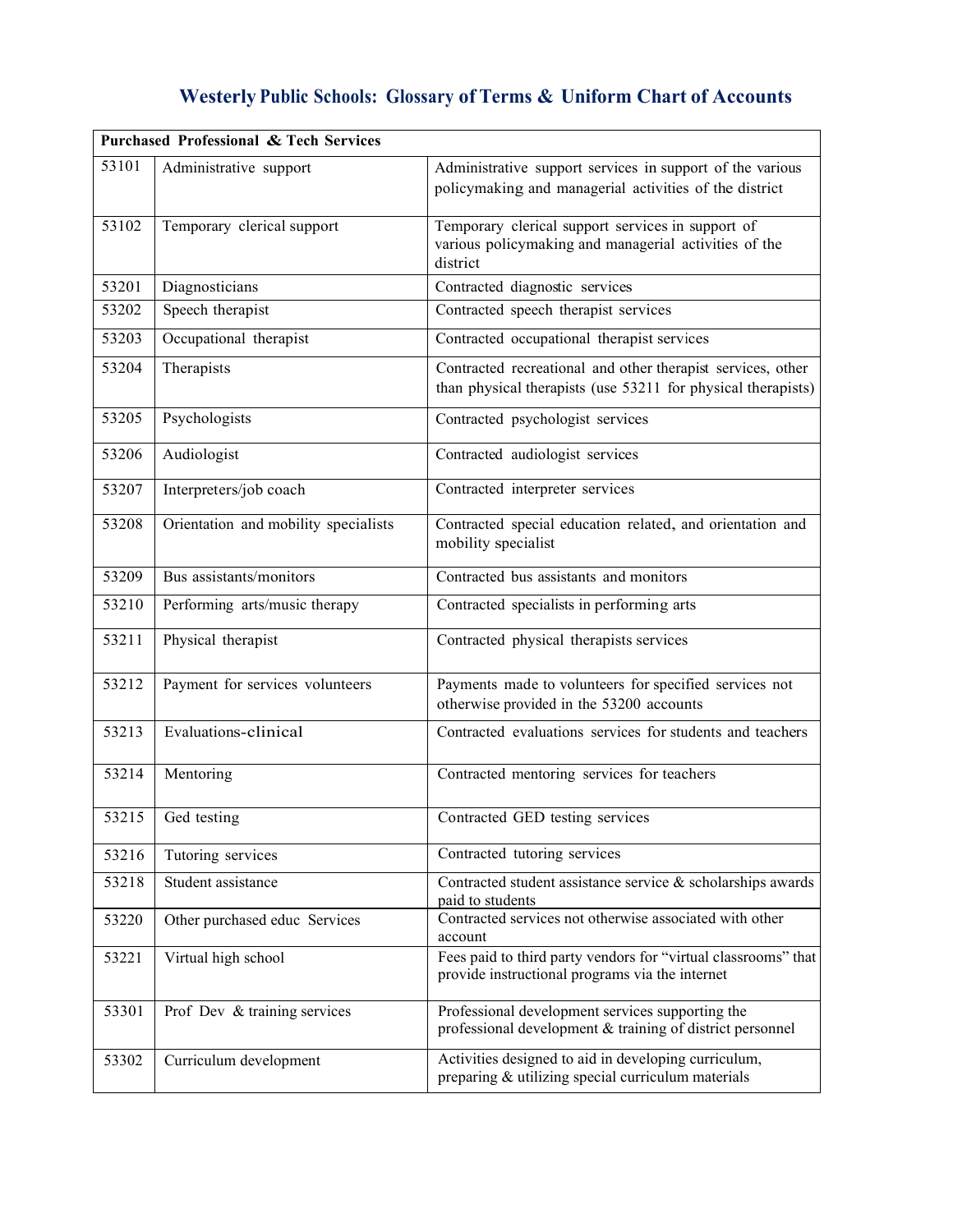# Westerly Public Schools: Glossary of Terms & Uniform Chart of Accounts

| Purchased Professional & Tech Services | | |
|---|---|---|
| 53101 | Administrative support | Administrative support services in support of the various policymaking and managerial activities of the district |
| 53102 | Temporary clerical support | Temporary clerical support services in support of various policymaking and managerial activities of the district |
| 53201 | Diagnosticians | Contracted diagnostic services |
| 53202 | Speech therapist | Contracted speech therapist services |
| 53203 | Occupational therapist | Contracted occupational therapist services |
| 53204 | Therapists | Contracted recreational and other therapist services, other than physical therapists (use 53211 for physical therapists) |
| 53205 | Psychologists | Contracted psychologist services |
| 53206 | Audiologist | Contracted audiologist services |
| 53207 | Interpreters/job coach | Contracted interpreter services |
| 53208 | Orientation and mobility specialists | Contracted special education related, and orientation and mobility specialist |
| 53209 | Bus assistants/monitors | Contracted bus assistants and monitors |
| 53210 | Performing arts/music therapy | Contracted specialists in performing arts |
| 53211 | Physical therapist | Contracted physical therapists services |
| 53212 | Payment for services volunteers | Payments made to volunteers for specified services not otherwise provided in the 53200 accounts |
| 53213 | Evaluations-clinical | Contracted evaluations services for students and teachers |
| 53214 | Mentoring | Contracted mentoring services for teachers |
| 53215 | Ged testing | Contracted GED testing services |
| 53216 | Tutoring services | Contracted tutoring services |
| 53218 | Student assistance | Contracted student assistance service & scholarships awards paid to students |
| 53220 | Other purchased educ Services | Contracted services not otherwise associated with other account |
| 53221 | Virtual high school | Fees paid to third party vendors for "virtual classrooms" that provide instructional programs via the internet |
| 53301 | Prof Dev & training services | Professional development services supporting the professional development & training of district personnel |
| 53302 | Curriculum development | Activities designed to aid in developing curriculum, preparing & utilizing special curriculum materials |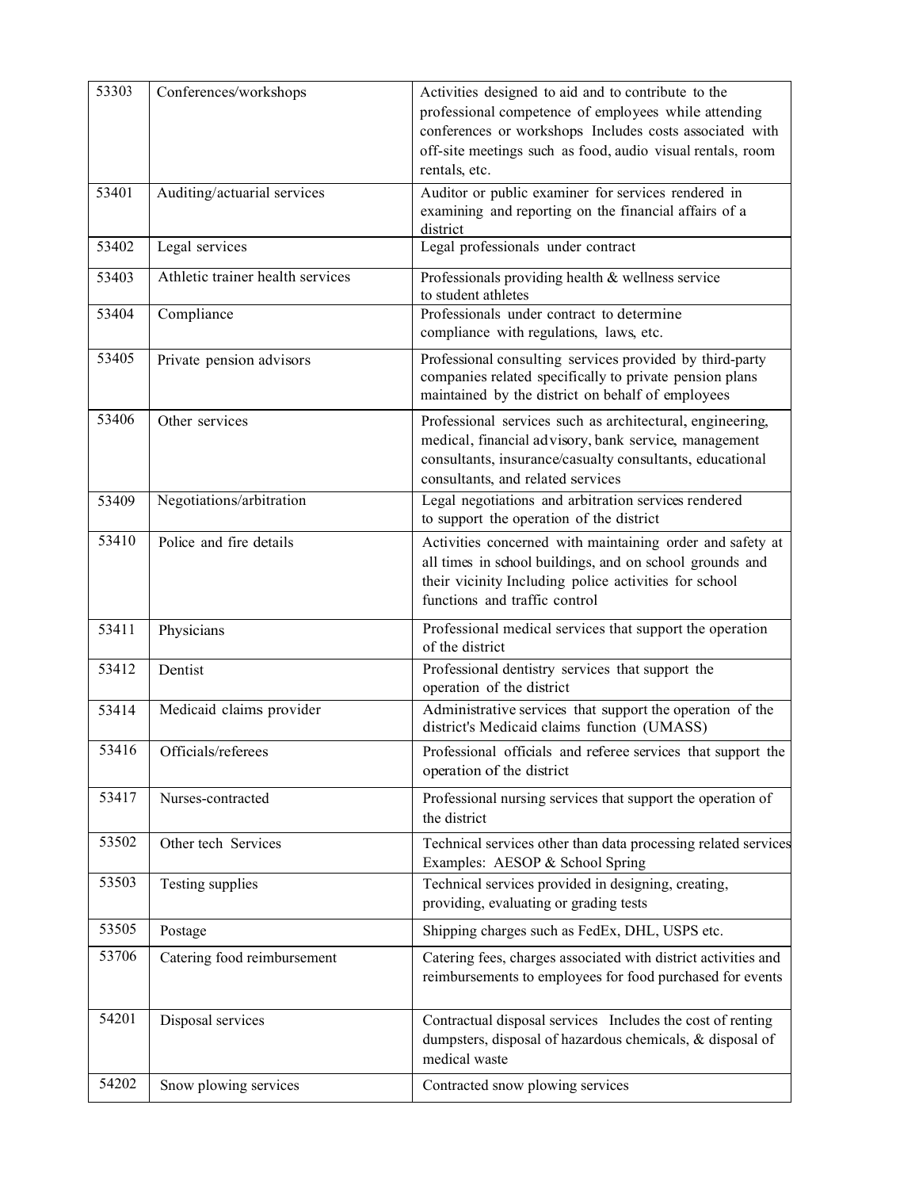| 53303 | Conferences/workshops | Activities designed to aid and to contribute to the professional competence of employees while attending conferences or workshops Includes costs associated with off-site meetings such as food, audio visual rentals, room rentals, etc. |
|---|---|---|
| 53401 | Auditing/actuarial services | Auditor or public examiner for services rendered in examining and reporting on the financial affairs of a district |
| 53402 | Legal services | Legal professionals under contract |
| 53403 | Athletic trainer health services | Professionals providing health & wellness service to student athletes |
| 53404 | Compliance | Professionals under contract to determine compliance with regulations, laws, etc. |
| 53405 | Private pension advisors | Professional consulting services provided by third-party companies related specifically to private pension plans maintained by the district on behalf of employees |
| 53406 | Other services | Professional services such as architectural, engineering, medical, financial advisory, bank service, management consultants, insurance/casualty consultants, educational consultants, and related services |
| 53409 | Negotiations/arbitration | Legal negotiations and arbitration services rendered to support the operation of the district |
| 53410 | Police and fire details | Activities concerned with maintaining order and safety at all times in school buildings, and on school grounds and their vicinity Including police activities for school functions and traffic control |
| 53411 | Physicians | Professional medical services that support the operation of the district |
| 53412 | Dentist | Professional dentistry services that support the operation of the district |
| 53414 | Medicaid claims provider | Administrative services that support the operation of the district's Medicaid claims function (UMASS) |
| 53416 | Officials/referees | Professional officials and referee services that support the operation of the district |
| 53417 | Nurses-contracted | Professional nursing services that support the operation of the district |
| 53502 | Other tech Services | Technical services other than data processing related services Examples: AESOP & School Spring |
| 53503 | Testing supplies | Technical services provided in designing, creating, providing, evaluating or grading tests |
| 53505 | Postage | Shipping charges such as FedEx, DHL, USPS etc. |
| 53706 | Catering food reimbursement | Catering fees, charges associated with district activities and reimbursements to employees for food purchased for events |
| 54201 | Disposal services | Contractual disposal services Includes the cost of renting dumpsters, disposal of hazardous chemicals, & disposal of medical waste |
| 54202 | Snow plowing services | Contracted snow plowing services |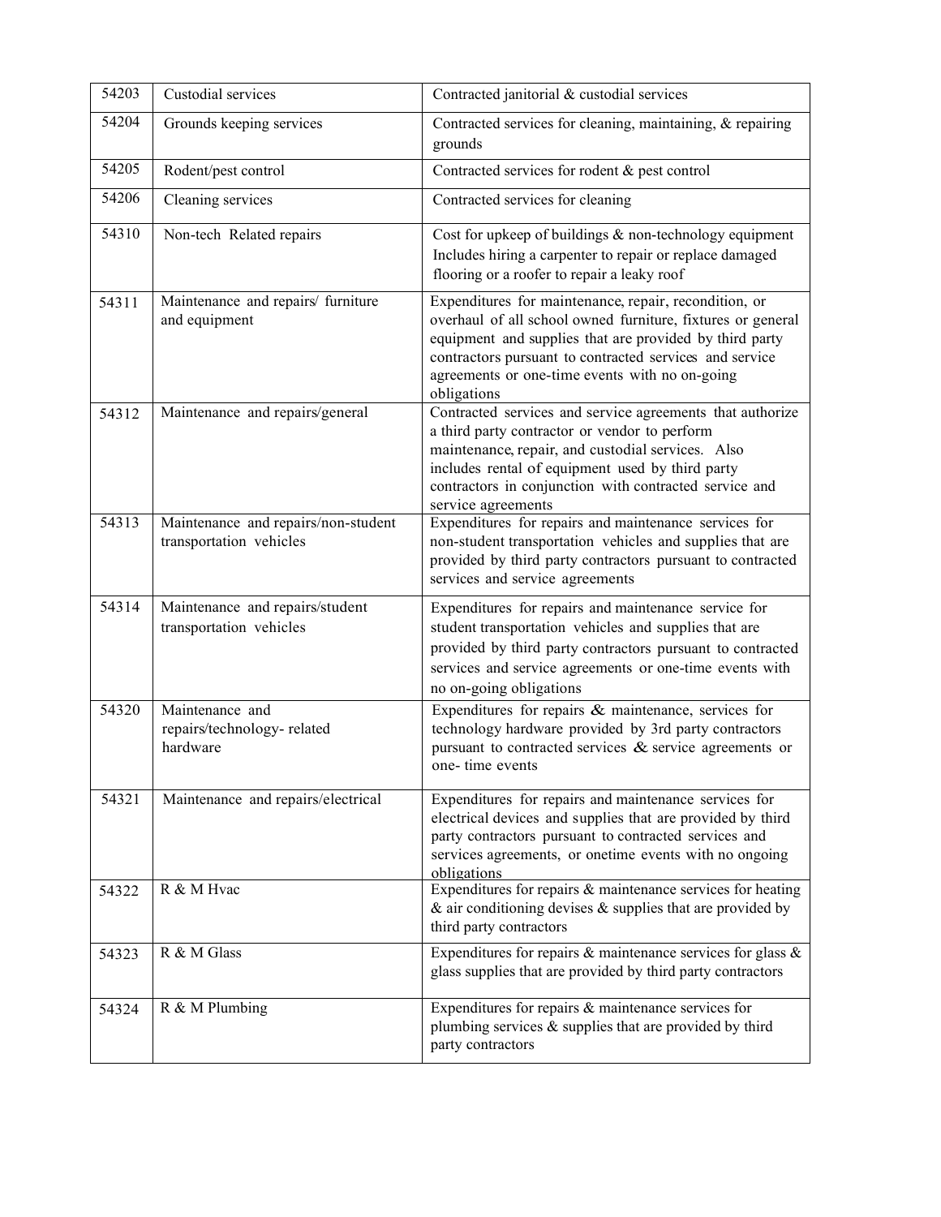| | | |
|---|---|---|
| 54203 | Custodial services | Contracted janitorial & custodial services |
| 54204 | Grounds keeping services | Contracted services for cleaning, maintaining, & repairing grounds |
| 54205 | Rodent/pest control | Contracted services for rodent & pest control |
| 54206 | Cleaning services | Contracted services for cleaning |
| 54310 | Non-tech Related repairs | Cost for upkeep of buildings & non-technology equipment Includes hiring a carpenter to repair or replace damaged flooring or a roofer to repair a leaky roof |
| 54311 | Maintenance and repairs/ furniture and equipment | Expenditures for maintenance, repair, recondition, or overhaul of all school owned furniture, fixtures or general equipment and supplies that are provided by third party contractors pursuant to contracted services and service agreements or one-time events with no on-going obligations |
| 54312 | Maintenance and repairs/general | Contracted services and service agreements that authorize a third party contractor or vendor to perform maintenance, repair, and custodial services. Also includes rental of equipment used by third party contractors in conjunction with contracted service and service agreements |
| 54313 | Maintenance and repairs/non-student transportation vehicles | Expenditures for repairs and maintenance services for non-student transportation vehicles and supplies that are provided by third party contractors pursuant to contracted services and service agreements |
| 54314 | Maintenance and repairs/student transportation vehicles | Expenditures for repairs and maintenance service for student transportation vehicles and supplies that are provided by third party contractors pursuant to contracted services and service agreements or one-time events with no on-going obligations |
| 54320 | Maintenance and repairs/technology- related hardware | Expenditures for repairs & maintenance, services for technology hardware provided by 3rd party contractors pursuant to contracted services & service agreements or one- time events |
| 54321 | Maintenance and repairs/electrical | Expenditures for repairs and maintenance services for electrical devices and supplies that are provided by third party contractors pursuant to contracted services and services agreements, or onetime events with no ongoing obligations |
| 54322 | R & M Hvac | Expenditures for repairs & maintenance services for heating & air conditioning devises & supplies that are provided by third party contractors |
| 54323 | R & M Glass | Expenditures for repairs & maintenance services for glass & glass supplies that are provided by third party contractors |
| 54324 | R & M Plumbing | Expenditures for repairs & maintenance services for plumbing services & supplies that are provided by third party contractors |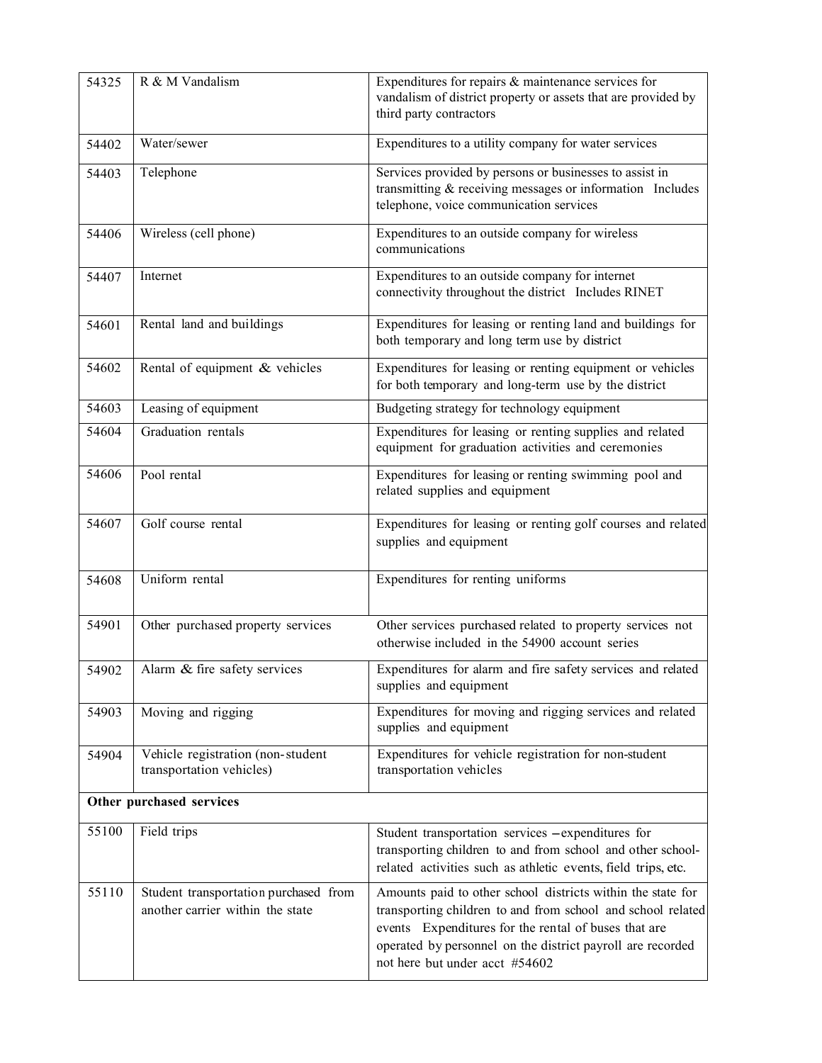| | | |
|---|---|---|
| 54325 | R & M Vandalism | Expenditures for repairs & maintenance services for vandalism of district property or assets that are provided by third party contractors |
| 54402 | Water/sewer | Expenditures to a utility company for water services |
| 54403 | Telephone | Services provided by persons or businesses to assist in transmitting & receiving messages or information Includes telephone, voice communication services |
| 54406 | Wireless (cell phone) | Expenditures to an outside company for wireless communications |
| 54407 | Internet | Expenditures to an outside company for internet connectivity throughout the district Includes RINET |
| 54601 | Rental land and buildings | Expenditures for leasing or renting land and buildings for both temporary and long term use by district |
| 54602 | Rental of equipment & vehicles | Expenditures for leasing or renting equipment or vehicles for both temporary and long-term use by the district |
| 54603 | Leasing of equipment | Budgeting strategy for technology equipment |
| 54604 | Graduation rentals | Expenditures for leasing or renting supplies and related equipment for graduation activities and ceremonies |
| 54606 | Pool rental | Expenditures for leasing or renting swimming pool and related supplies and equipment |
| 54607 | Golf course rental | Expenditures for leasing or renting golf courses and related supplies and equipment |
| 54608 | Uniform rental | Expenditures for renting uniforms |
| 54901 | Other purchased property services | Other services purchased related to property services not otherwise included in the 54900 account series |
| 54902 | Alarm & fire safety services | Expenditures for alarm and fire safety services and related supplies and equipment |
| 54903 | Moving and rigging | Expenditures for moving and rigging services and related supplies and equipment |
| 54904 | Vehicle registration (non-student transportation vehicles) | Expenditures for vehicle registration for non-student transportation vehicles |
| **Other purchased services** | | |
| 55100 | Field trips | Student transportation services – expenditures for transporting children to and from school and other school-related activities such as athletic events, field trips, etc. |
| 55110 | Student transportation purchased from another carrier within the state | Amounts paid to other school districts within the state for transporting children to and from school and school related events Expenditures for the rental of buses that are operated by personnel on the district payroll are recorded not here but under acct #54602 |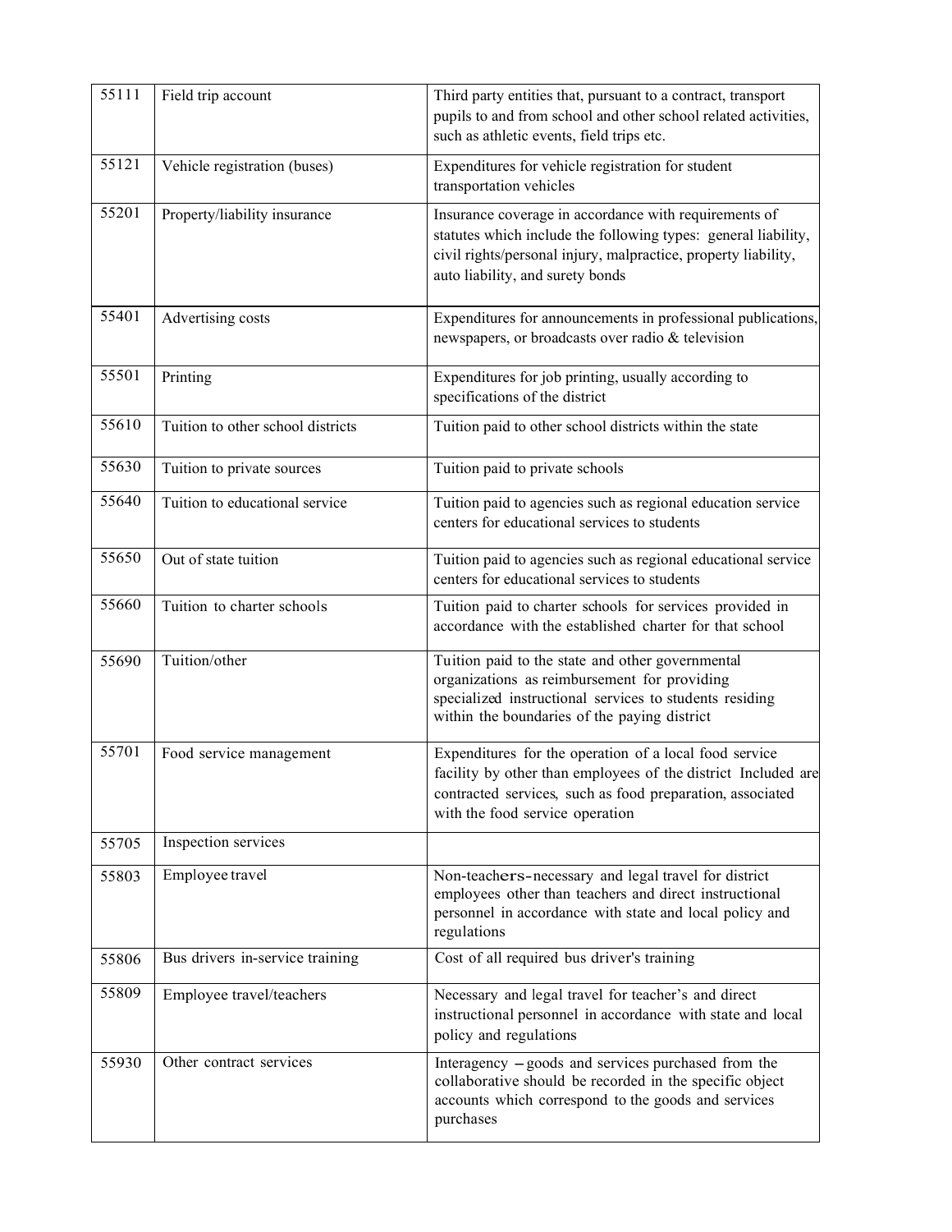| | | |
|---|---|---|
| 55111 | Field trip account | Third party entities that, pursuant to a contract, transport pupils to and from school and other school related activities, such as athletic events, field trips etc. |
| 55121 | Vehicle registration (buses) | Expenditures for vehicle registration for student transportation vehicles |
| 55201 | Property/liability insurance | Insurance coverage in accordance with requirements of statutes which include the following types: general liability, civil rights/personal injury, malpractice, property liability, auto liability, and surety bonds |
| 55401 | Advertising costs | Expenditures for announcements in professional publications, newspapers, or broadcasts over radio & television |
| 55501 | Printing | Expenditures for job printing, usually according to specifications of the district |
| 55610 | Tuition to other school districts | Tuition paid to other school districts within the state |
| 55630 | Tuition to private sources | Tuition paid to private schools |
| 55640 | Tuition to educational service | Tuition paid to agencies such as regional education service centers for educational services to students |
| 55650 | Out of state tuition | Tuition paid to agencies such as regional educational service centers for educational services to students |
| 55660 | Tuition to charter schools | Tuition paid to charter schools for services provided in accordance with the established charter for that school |
| 55690 | Tuition/other | Tuition paid to the state and other governmental organizations as reimbursement for providing specialized instructional services to students residing within the boundaries of the paying district |
| 55701 | Food service management | Expenditures for the operation of a local food service facility by other than employees of the district Included are contracted services, such as food preparation, associated with the food service operation |
| 55705 | Inspection services | |
| 55803 | Employee travel | Non-teachers-necessary and legal travel for district employees other than teachers and direct instructional personnel in accordance with state and local policy and regulations |
| 55806 | Bus drivers in-service training | Cost of all required bus driver's training |
| 55809 | Employee travel/teachers | Necessary and legal travel for teacher's and direct instructional personnel in accordance with state and local policy and regulations |
| 55930 | Other contract services | Interagency – goods and services purchased from the collaborative should be recorded in the specific object accounts which correspond to the goods and services purchases |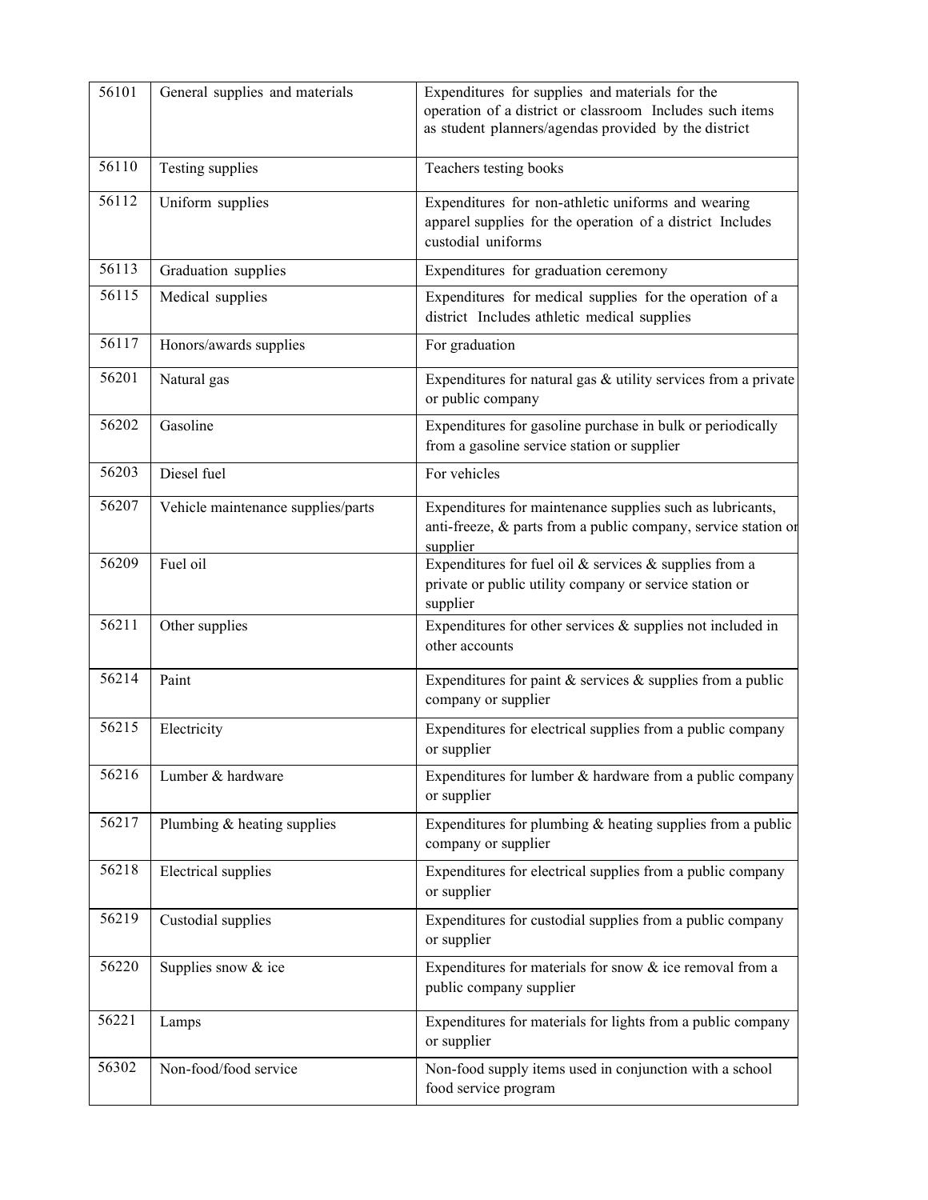| | | |
|---|---|---|
| 56101 | General supplies and materials | Expenditures for supplies and materials for the operation of a district or classroom Includes such items as student planners/agendas provided by the district |
| 56110 | Testing supplies | Teachers testing books |
| 56112 | Uniform supplies | Expenditures for non-athletic uniforms and wearing apparel supplies for the operation of a district Includes custodial uniforms |
| 56113 | Graduation supplies | Expenditures for graduation ceremony |
| 56115 | Medical supplies | Expenditures for medical supplies for the operation of a district Includes athletic medical supplies |
| 56117 | Honors/awards supplies | For graduation |
| 56201 | Natural gas | Expenditures for natural gas & utility services from a private or public company |
| 56202 | Gasoline | Expenditures for gasoline purchase in bulk or periodically from a gasoline service station or supplier |
| 56203 | Diesel fuel | For vehicles |
| 56207 | Vehicle maintenance supplies/parts | Expenditures for maintenance supplies such as lubricants, anti-freeze, & parts from a public company, service station or supplier |
| 56209 | Fuel oil | Expenditures for fuel oil & services & supplies from a private or public utility company or service station or supplier |
| 56211 | Other supplies | Expenditures for other services & supplies not included in other accounts |
| 56214 | Paint | Expenditures for paint & services & supplies from a public company or supplier |
| 56215 | Electricity | Expenditures for electrical supplies from a public company or supplier |
| 56216 | Lumber & hardware | Expenditures for lumber & hardware from a public company or supplier |
| 56217 | Plumbing & heating supplies | Expenditures for plumbing & heating supplies from a public company or supplier |
| 56218 | Electrical supplies | Expenditures for electrical supplies from a public company or supplier |
| 56219 | Custodial supplies | Expenditures for custodial supplies from a public company or supplier |
| 56220 | Supplies snow & ice | Expenditures for materials for snow & ice removal from a public company supplier |
| 56221 | Lamps | Expenditures for materials for lights from a public company or supplier |
| 56302 | Non-food/food service | Non-food supply items used in conjunction with a school food service program |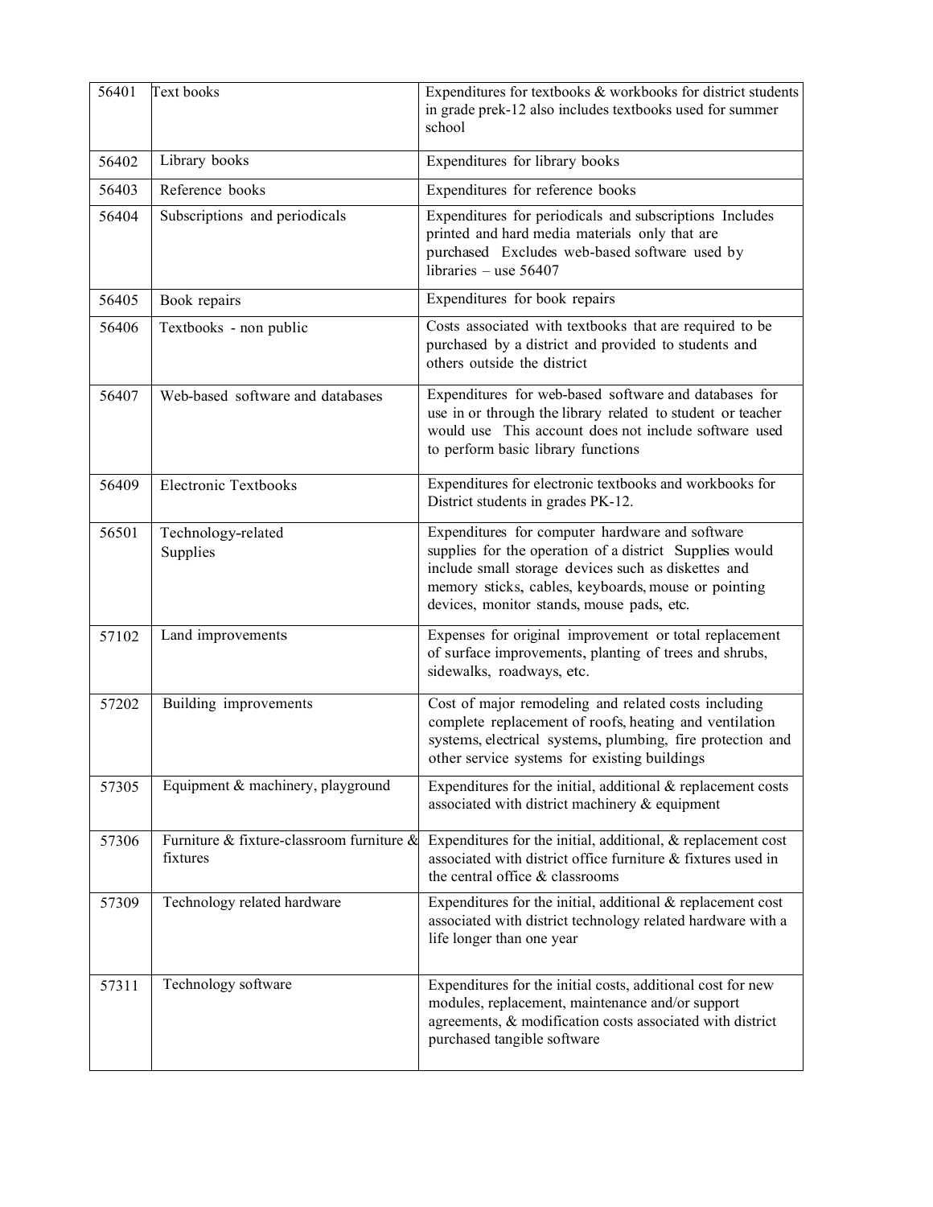| | | |
|---|---|---|
| 56401 | Text books | Expenditures for textbooks & workbooks for district students in grade prek-12 also includes textbooks used for summer school |
| 56402 | Library books | Expenditures for library books |
| 56403 | Reference books | Expenditures for reference books |
| 56404 | Subscriptions and periodicals | Expenditures for periodicals and subscriptions Includes printed and hard media materials only that are purchased Excludes web-based software used by libraries – use 56407 |
| 56405 | Book repairs | Expenditures for book repairs |
| 56406 | Textbooks - non public | Costs associated with textbooks that are required to be purchased by a district and provided to students and others outside the district |
| 56407 | Web-based software and databases | Expenditures for web-based software and databases for use in or through the library related to student or teacher would use This account does not include software used to perform basic library functions |
| 56409 | Electronic Textbooks | Expenditures for electronic textbooks and workbooks for District students in grades PK-12. |
| 56501 | Technology-related Supplies | Expenditures for computer hardware and software supplies for the operation of a district Supplies would include small storage devices such as diskettes and memory sticks, cables, keyboards, mouse or pointing devices, monitor stands, mouse pads, etc. |
| 57102 | Land improvements | Expenses for original improvement or total replacement of surface improvements, planting of trees and shrubs, sidewalks, roadways, etc. |
| 57202 | Building improvements | Cost of major remodeling and related costs including complete replacement of roofs, heating and ventilation systems, electrical systems, plumbing, fire protection and other service systems for existing buildings |
| 57305 | Equipment & machinery, playground | Expenditures for the initial, additional & replacement costs associated with district machinery & equipment |
| 57306 | Furniture & fixture-classroom furniture & fixtures | Expenditures for the initial, additional, & replacement cost associated with district office furniture & fixtures used in the central office & classrooms |
| 57309 | Technology related hardware | Expenditures for the initial, additional & replacement cost associated with district technology related hardware with a life longer than one year |
| 57311 | Technology software | Expenditures for the initial costs, additional cost for new modules, replacement, maintenance and/or support agreements, & modification costs associated with district purchased tangible software |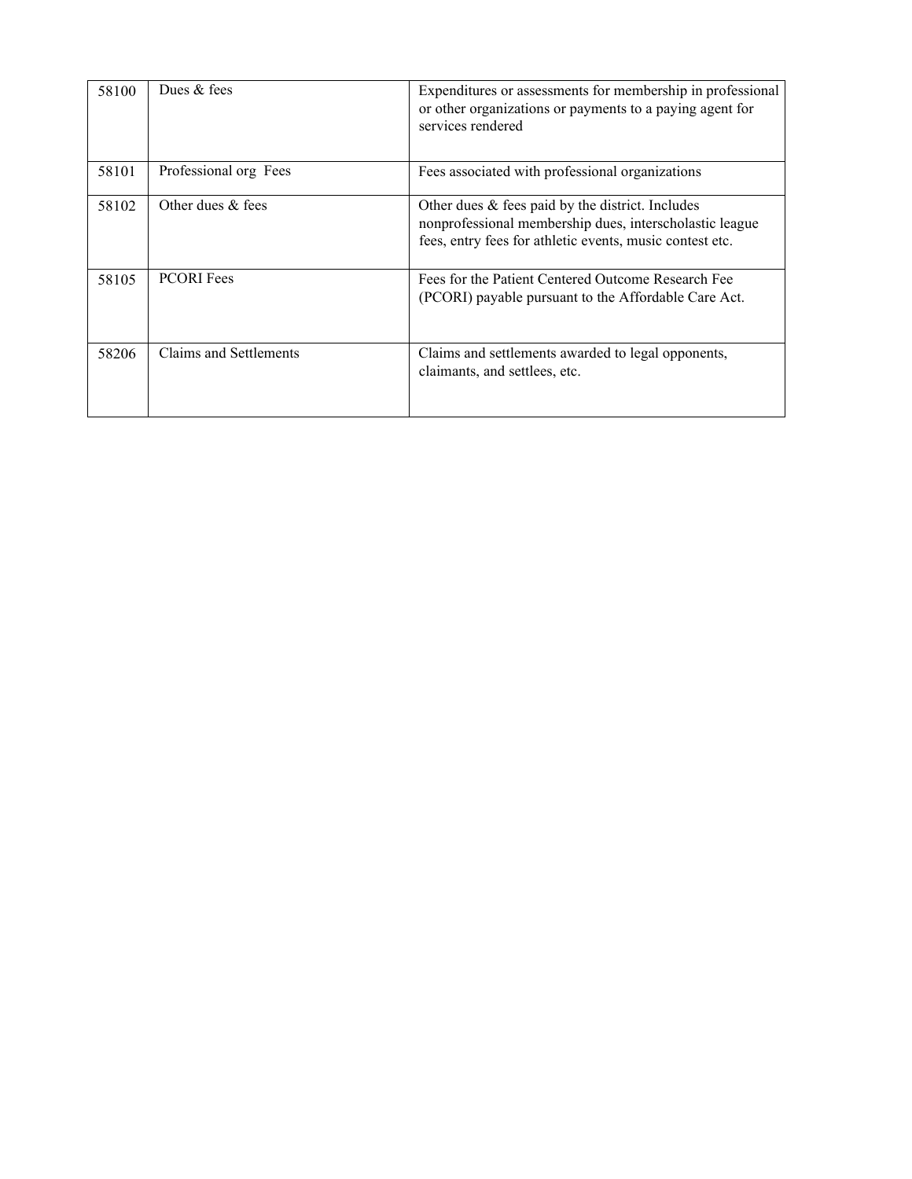| | | |
|---|---|---|
| 58100 | Dues & fees | Expenditures or assessments for membership in professional or other organizations or payments to a paying agent for services rendered |
| 58101 | Professional org Fees | Fees associated with professional organizations |
| 58102 | Other dues & fees | Other dues & fees paid by the district. Includes nonprofessional membership dues, interscholastic league fees, entry fees for athletic events, music contest etc. |
| 58105 | PCORI Fees | Fees for the Patient Centered Outcome Research Fee (PCORI) payable pursuant to the Affordable Care Act. |
| 58206 | Claims and Settlements | Claims and settlements awarded to legal opponents, claimants, and settlees, etc. |